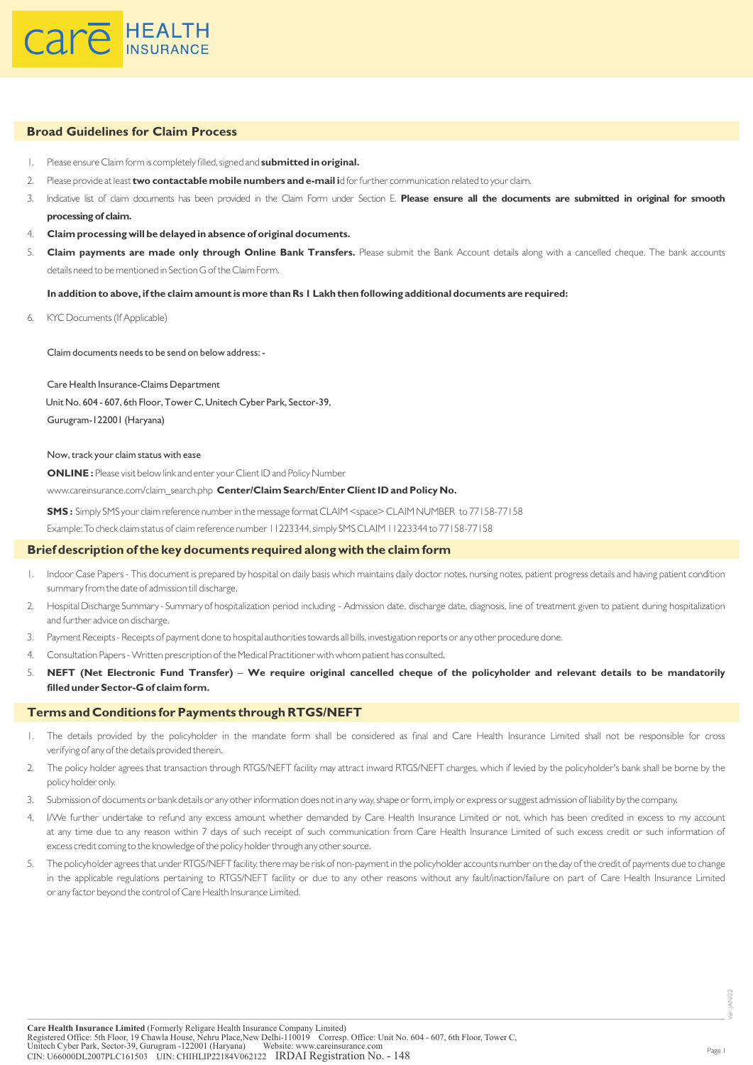# Broad Guidelines for Claim Process

1. Please ensure Claim form is completely filled, signed and **submitted in original.**
2. Please provide at least **two contactable mobile numbers and e-mail i**d for further communication related to your claim.
3. Indicative list of claim documents has been provided in the Claim Form under Section E. **Please ensure all the documents are submitted in original for smooth processing of claim.**
4. **Claim processing will be delayed in absence of original documents.**
5. **Claim payments are made only through Online Bank Transfers.** Please submit the Bank Account details along with a cancelled cheque. The bank accounts details need to be mentioned in Section G of the Claim Form.

**In addition to above, if the claim amount is more than Rs 1 Lakh then following additional documents are required:**

6. KYC Documents (If Applicable)

Claim documents needs to be send on below address: -

Care Health Insurance-Claims Department
Unit No. 604 - 607, 6th Floor, Tower C, Unitech Cyber Park, Sector-39,
Gurugram-122001 (Haryana)

Now, track your claim status with ease

**ONLINE :** Please visit below link and enter your Client ID and Policy Number

www.careinsurance.com/claim_search.php **Center/Claim Search/Enter Client ID and Policy No.**

**SMS :** Simply SMS your claim reference number in the message format CLAIM <space> CLAIM NUMBER to 77158-77158

Example: To check claim status of claim reference number 11223344, simply SMS CLAIM 11223344 to 77158-77158

# Brief description of the key documents required along with the claim form

1. Indoor Case Papers - This document is prepared by hospital on daily basis which maintains daily doctor notes, nursing notes, patient progress details and having patient condition summary from the date of admission till discharge.
2. Hospital Discharge Summary - Summary of hospitalization period including - Admission date, discharge date, diagnosis, line of treatment given to patient during hospitalization and further advice on discharge.
3. Payment Receipts - Receipts of payment done to hospital authorities towards all bills, investigation reports or any other procedure done.
4. Consultation Papers - Written prescription of the Medical Practitioner with whom patient has consulted.
5. **NEFT (Net Electronic Fund Transfer) – We require original cancelled cheque of the policyholder and relevant details to be mandatorily filled under Sector-G of claim form.**

# Terms and Conditions for Payments through RTGS/NEFT

1. The details provided by the policyholder in the mandate form shall be considered as final and Care Health Insurance Limited shall not be responsible for cross verifying of any of the details provided therein.
2. The policy holder agrees that transaction through RTGS/NEFT facility may attract inward RTGS/NEFT charges, which if levied by the policyholder's bank shall be borne by the policy holder only.
3. Submission of documents or bank details or any other information does not in any way, shape or form, imply or express or suggest admission of liability by the company.
4. I/We further undertake to refund any excess amount whether demanded by Care Health Insurance Limited or not, which has been credited in excess to my account at any time due to any reason within 7 days of such receipt of such communication from Care Health Insurance Limited of such excess credit or such information of excess credit coming to the knowledge of the policy holder through any other source.
5. The policyholder agrees that under RTGS/NEFT facility, there may be risk of non-payment in the policyholder accounts number on the day of the credit of payments due to change in the applicable regulations pertaining to RTGS/NEFT facility or due to any other reasons without any fault/inaction/failure on part of Care Health Insurance Limited or any factor beyond the control of Care Health Insurance Limited.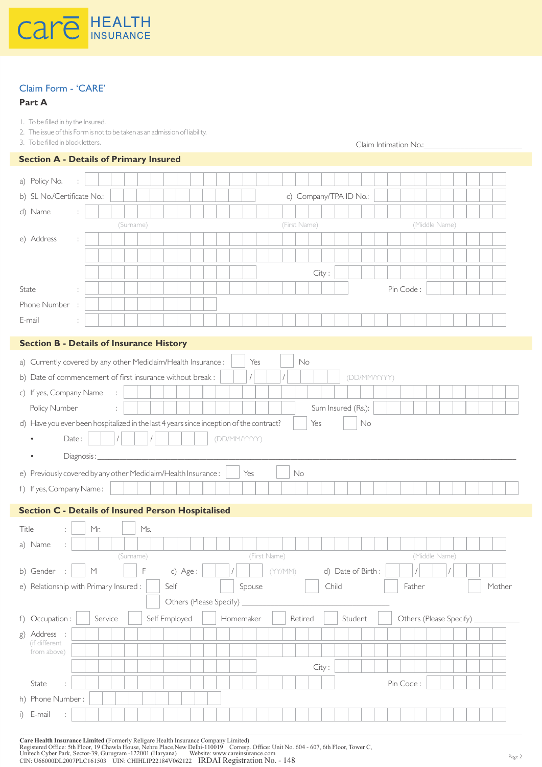care HEALTH INSURANCE

## Claim Form - 'CARE'

### Part A

1. To be filled in by the Insured.
2. The issue of this Form is not to be taken as an admission of liability.
3. To be filled in block letters.

Claim Intimation No.:____________________

### Section A - Details of Primary Insured

a) Policy No. :

b) SL No./Certificate No.:  c) Company/TPA ID No.:

d) Name :

(Surname) (First Name) (Middle Name)

e) Address :

City :

State :  Pin Code :

Phone Number :

E-mail :

### Section B - Details of Insurance History

a) Currently covered by any other Mediclaim/Health Insurance : ☐ Yes ☐ No

b) Date of commencement of first insurance without break : / / (DD/MM/YYYY)

c) If yes, Company Name :

Policy Number :  Sum Insured (Rs.):

d) Have you ever been hospitalized in the last 4 years since inception of the contract? ☐ Yes ☐ No

- Date : / / (DD/MM/YYYY)
- Diagnosis :____________________

e) Previously covered by any other Mediclaim/Health Insurance : ☐ Yes ☐ No

f) If yes, Company Name :

### Section C - Details of Insured Person Hospitalised

Title : ☐ Mr. ☐ Ms.

a) Name :

(Surname) (First Name) (Middle Name)

b) Gender : ☐ M ☐ F  c) Age : / (YY/MM)  d) Date of Birth : / /

e) Relationship with Primary Insured : ☐ Self ☐ Spouse ☐ Child ☐ Father ☐ Mother

☐ Others (Please Specify) ____________________

f) Occupation : ☐ Service ☐ Self Employed ☐ Homemaker ☐ Retired ☐ Student ☐ Others (Please Specify) ____________

g) Address : (if different from above)

City :

State :  Pin Code :

h) Phone Number :

i) E-mail :

**Care Health Insurance Limited** (Formerly Religare Health Insurance Company Limited)
Registered Office: 5th Floor, 19 Chawla House, Nehru Place,New Delhi-110019 Corresp. Office: Unit No. 604 - 607, 6th Floor, Tower C, Unitech Cyber Park, Sector-39, Gurugram -122001 (Haryana) Website: www.careinsurance.com
CIN: U66000DL2007PLC161503 UIN: CHIHLIP22184V062122 IRDAI Registration No. - 148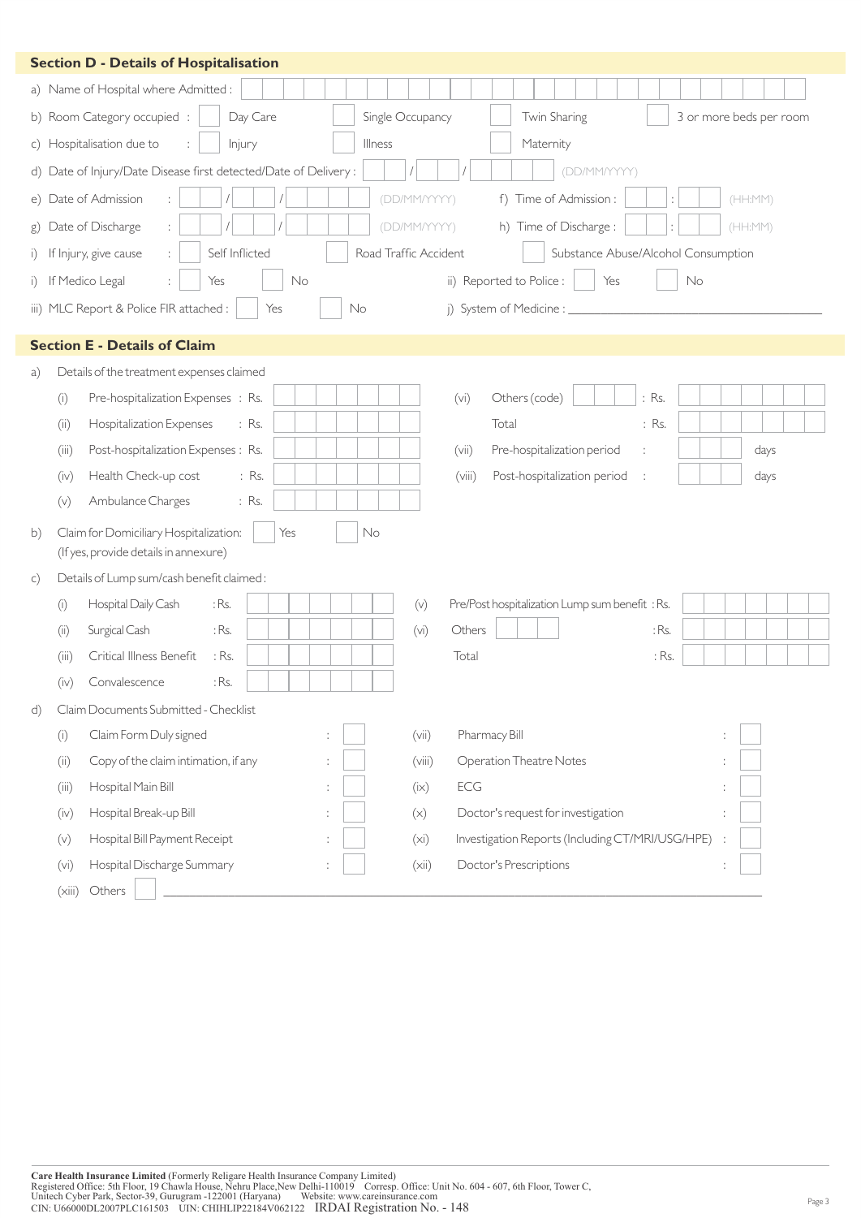## Section D - Details of Hospitalisation

a) Name of Hospital where Admitted :

b) Room Category occupied : ☐ Day Care ☐ Single Occupancy ☐ Twin Sharing ☐ 3 or more beds per room

c) Hospitalisation due to : ☐ Injury ☐ Illness ☐ Maternity

d) Date of Injury/Date Disease first detected/Date of Delivery : __ / __ / ____ (DD/MM/YYYY)

e) Date of Admission : __ / __ / ____ (DD/MM/YYYY) f) Time of Admission : __ : __ (HH:MM)

g) Date of Discharge : __ / __ / ____ (DD/MM/YYYY) h) Time of Discharge : __ : __ (HH:MM)

i) If Injury, give cause : ☐ Self Inflicted ☐ Road Traffic Accident ☐ Substance Abuse/Alcohol Consumption

i) If Medico Legal : ☐ Yes ☐ No ii) Reported to Police : ☐ Yes ☐ No

iii) MLC Report & Police FIR attached : ☐ Yes ☐ No j) System of Medicine : ______________________

## Section E - Details of Claim

a) Details of the treatment expenses claimed

(i) Pre-hospitalization Expenses : Rs.

(ii) Hospitalization Expenses : Rs.

(iii) Post-hospitalization Expenses : Rs.

(iv) Health Check-up cost : Rs.

(v) Ambulance Charges : Rs.

(vi) Others (code) : Rs.

Total : Rs.

(vii) Pre-hospitalization period : days

(viii) Post-hospitalization period : days

b) Claim for Domiciliary Hospitalization: ☐ Yes ☐ No
(If yes, provide details in annexure)

c) Details of Lump sum/cash benefit claimed :

(i) Hospital Daily Cash : Rs.

(ii) Surgical Cash : Rs.

(iii) Critical Illness Benefit : Rs.

(iv) Convalescence : Rs.

(v) Pre/Post hospitalization Lump sum benefit : Rs.

(vi) Others : Rs.

Total : Rs.

d) Claim Documents Submitted - Checklist

(i) Claim Form Duly signed : ☐

(ii) Copy of the claim intimation, if any : ☐

(iii) Hospital Main Bill : ☐

(iv) Hospital Break-up Bill : ☐

(v) Hospital Bill Payment Receipt : ☐

(vi) Hospital Discharge Summary : ☐

(vii) Pharmacy Bill : ☐

(viii) Operation Theatre Notes : ☐

(ix) ECG : ☐

(x) Doctor's request for investigation : ☐

(xi) Investigation Reports (Including CT/MRI/USG/HPE) : ☐

(xii) Doctor's Prescriptions : ☐

(xiii) Others ☐ ______________________

**Care Health Insurance Limited** (Formerly Religare Health Insurance Company Limited)
Registered Office: 5th Floor, 19 Chawla House, Nehru Place,New Delhi-110019 Corresp. Office: Unit No. 604 - 607, 6th Floor, Tower C, Unitech Cyber Park, Sector-39, Gurugram -122001 (Haryana) Website: www.careinsurance.com
CIN: U66000DL2007PLC161503 UIN: CHIHLIP22184V062122 IRDAI Registration No. - 148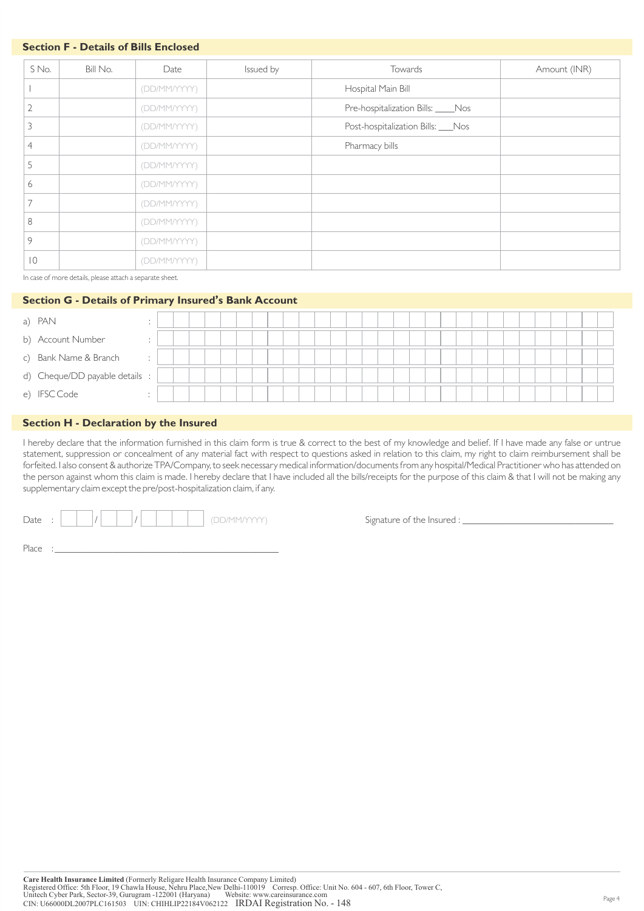## Section F - Details of Bills Enclosed

| S No. | Bill No. | Date | Issued by | Towards | Amount (INR) |
|---|---|---|---|---|---|
| 1 | | (DD/MM/YYYY) | | Hospital Main Bill | |
| 2 | | (DD/MM/YYYY) | | Pre-hospitalization Bills: ____Nos | |
| 3 | | (DD/MM/YYYY) | | Post-hospitalization Bills: ___Nos | |
| 4 | | (DD/MM/YYYY) | | Pharmacy bills | |
| 5 | | (DD/MM/YYYY) | | | |
| 6 | | (DD/MM/YYYY) | | | |
| 7 | | (DD/MM/YYYY) | | | |
| 8 | | (DD/MM/YYYY) | | | |
| 9 | | (DD/MM/YYYY) | | | |
| 10 | | (DD/MM/YYYY) | | | |

In case of more details, please attach a separate sheet.

## Section G - Details of Primary Insured's Bank Account

a) PAN :

b) Account Number :

c) Bank Name & Branch :

d) Cheque/DD payable details :

e) IFSC Code :

## Section H - Declaration by the Insured

I hereby declare that the information furnished in this claim form is true & correct to the best of my knowledge and belief. If I have made any false or untrue statement, suppression or concealment of any material fact with respect to questions asked in relation to this claim, my right to claim reimbursement shall be forfeited. I also consent & authorize TPA/Company, to seek necessary medical information/documents from any hospital/Medical Practitioner who has attended on the person against whom this claim is made. I hereby declare that I have included all the bills/receipts for the purpose of this claim & that I will not be making any supplementary claim except the pre/post-hospitalization claim, if any.

Date : __ __ / __ __ / __ __ __ __ (DD/MM/YYYY)

Signature of the Insured : ______________________________

Place : ______________________________________________

**Care Health Insurance Limited** (Formerly Religare Health Insurance Company Limited)
Registered Office: 5th Floor, 19 Chawla House, Nehru Place,New Delhi-110019 Corresp. Office: Unit No. 604 - 607, 6th Floor, Tower C, Unitech Cyber Park, Sector-39, Gurugram -122001 (Haryana) Website: www.careinsurance.com
CIN: U66000DL2007PLC161503 UIN: CHIHLIP22184V062122 IRDAI Registration No. - 148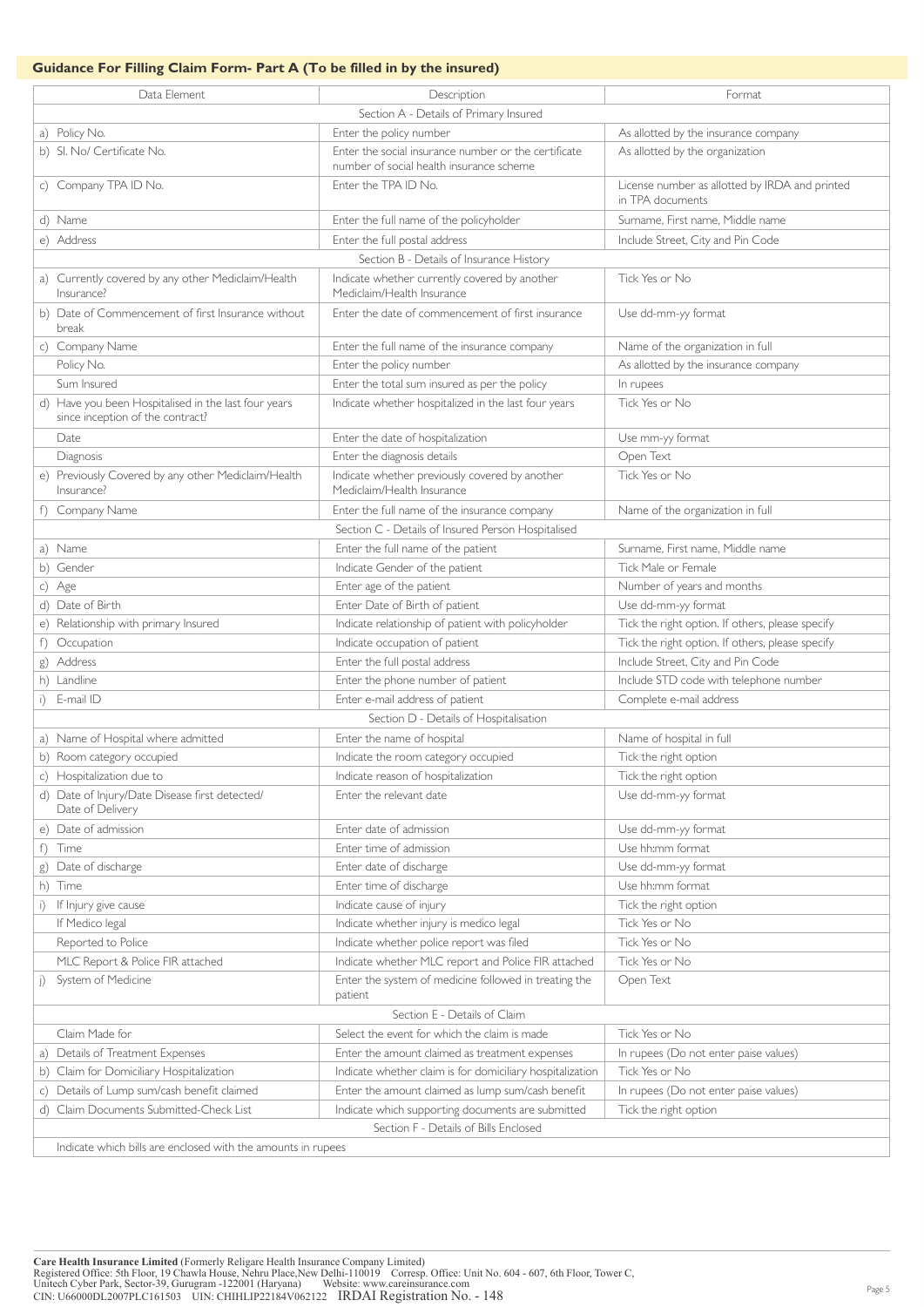## Guidance For Filling Claim Form- Part A (To be filled in by the insured)

| Data Element | Description | Format |
|---|---|---|
| Section A - Details of Primary Insured | | |
| a) Policy No. | Enter the policy number | As allotted by the insurance company |
| b) Sl. No/ Certificate No. | Enter the social insurance number or the certificate number of social health insurance scheme | As allotted by the organization |
| c) Company TPA ID No. | Enter the TPA ID No. | License number as allotted by IRDA and printed in TPA documents |
| d) Name | Enter the full name of the policyholder | Surname, First name, Middle name |
| e) Address | Enter the full postal address | Include Street, City and Pin Code |
| Section B - Details of Insurance History | | |
| a) Currently covered by any other Mediclaim/Health Insurance? | Indicate whether currently covered by another Mediclaim/Health Insurance | Tick Yes or No |
| b) Date of Commencement of first Insurance without break | Enter the date of commencement of first insurance | Use dd-mm-yy format |
| c) Company Name | Enter the full name of the insurance company | Name of the organization in full |
| Policy No. | Enter the policy number | As allotted by the insurance company |
| Sum Insured | Enter the total sum insured as per the policy | In rupees |
| d) Have you been Hospitalised in the last four years since inception of the contract? | Indicate whether hospitalized in the last four years | Tick Yes or No |
| Date | Enter the date of hospitalization | Use mm-yy format |
| Diagnosis | Enter the diagnosis details | Open Text |
| e) Previously Covered by any other Mediclaim/Health Insurance? | Indicate whether previously covered by another Mediclaim/Health Insurance | Tick Yes or No |
| f) Company Name | Enter the full name of the insurance company | Name of the organization in full |
| Section C - Details of Insured Person Hospitalised | | |
| a) Name | Enter the full name of the patient | Surname, First name, Middle name |
| b) Gender | Indicate Gender of the patient | Tick Male or Female |
| c) Age | Enter age of the patient | Number of years and months |
| d) Date of Birth | Enter Date of Birth of patient | Use dd-mm-yy format |
| e) Relationship with primary Insured | Indicate relationship of patient with policyholder | Tick the right option. If others, please specify |
| f) Occupation | Indicate occupation of patient | Tick the right option. If others, please specify |
| g) Address | Enter the full postal address | Include Street, City and Pin Code |
| h) Landline | Enter the phone number of patient | Include STD code with telephone number |
| i) E-mail ID | Enter e-mail address of patient | Complete e-mail address |
| Section D - Details of Hospitalisation | | |
| a) Name of Hospital where admitted | Enter the name of hospital | Name of hospital in full |
| b) Room category occupied | Indicate the room category occupied | Tick the right option |
| c) Hospitalization due to | Indicate reason of hospitalization | Tick the right option |
| d) Date of Injury/Date Disease first detected/ Date of Delivery | Enter the relevant date | Use dd-mm-yy format |
| e) Date of admission | Enter date of admission | Use dd-mm-yy format |
| f) Time | Enter time of admission | Use hh:mm format |
| g) Date of discharge | Enter date of discharge | Use dd-mm-yy format |
| h) Time | Enter time of discharge | Use hh:mm format |
| i) If Injury give cause | Indicate cause of injury | Tick the right option |
| If Medico legal | Indicate whether injury is medico legal | Tick Yes or No |
| Reported to Police | Indicate whether police report was filed | Tick Yes or No |
| MLC Report & Police FIR attached | Indicate whether MLC report and Police FIR attached | Tick Yes or No |
| j) System of Medicine | Enter the system of medicine followed in treating the patient | Open Text |
| Section E - Details of Claim | | |
| Claim Made for | Select the event for which the claim is made | Tick Yes or No |
| a) Details of Treatment Expenses | Enter the amount claimed as treatment expenses | In rupees (Do not enter paise values) |
| b) Claim for Domiciliary Hospitalization | Indicate whether claim is for domiciliary hospitalization | Tick Yes or No |
| c) Details of Lump sum/cash benefit claimed | Enter the amount claimed as lump sum/cash benefit | In rupees (Do not enter paise values) |
| d) Claim Documents Submitted-Check List | Indicate which supporting documents are submitted | Tick the right option |
| Section F - Details of Bills Enclosed | | |
| Indicate which bills are enclosed with the amounts in rupees | | |

**Care Health Insurance Limited** (Formerly Religare Health Insurance Company Limited)
Registered Office: 5th Floor, 19 Chawla House, Nehru Place,New Delhi-110019 Corresp. Office: Unit No. 604 - 607, 6th Floor, Tower C, Unitech Cyber Park, Sector-39, Gurugram -122001 (Haryana) Website: www.careinsurance.com
CIN: U66000DL2007PLC161503 UIN: CHIHLIP22184V062122 IRDAI Registration No. - 148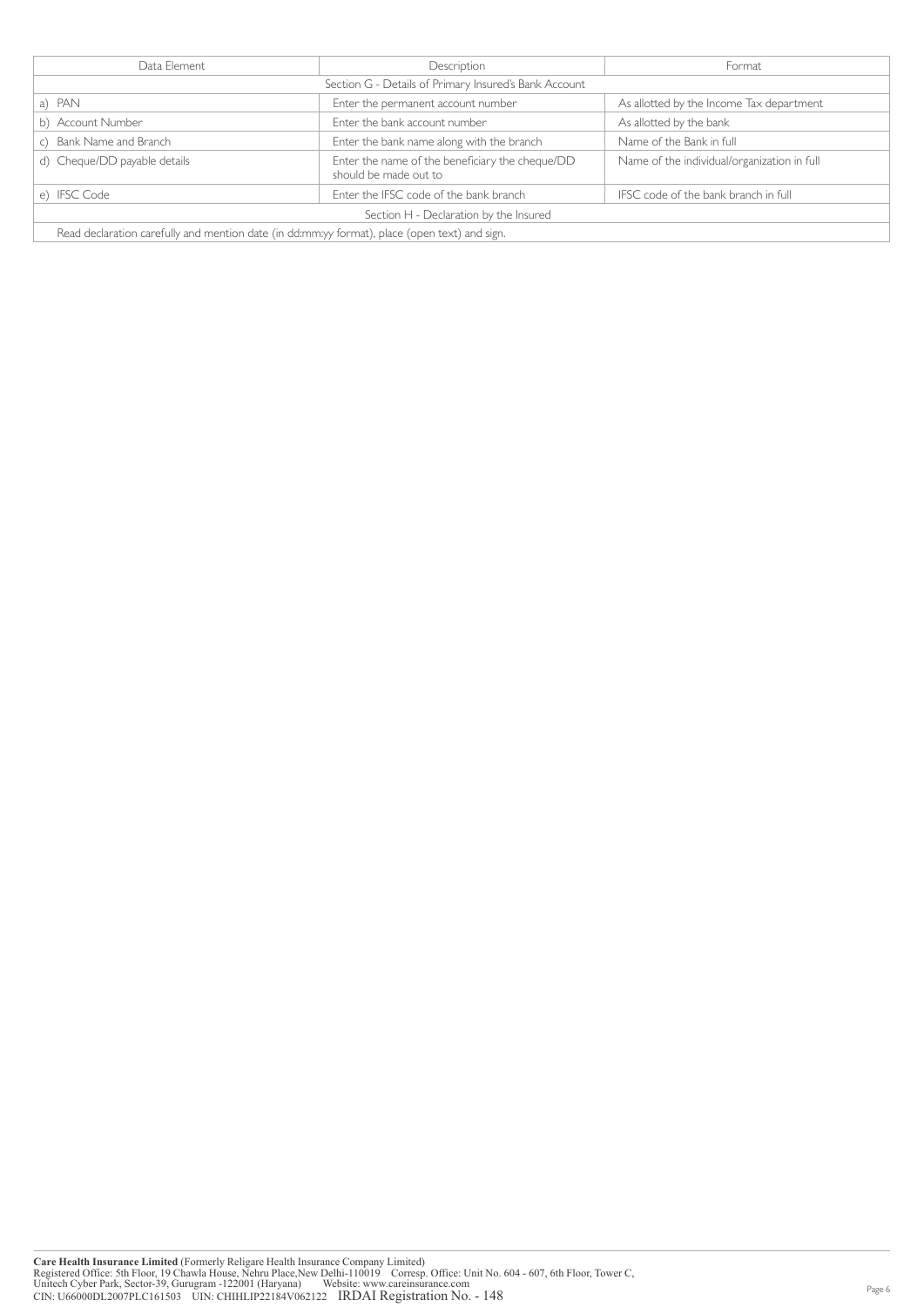| Data Element | Description | Format |
|---|---|---|
| Section G - Details of Primary Insured's Bank Account | | |
| a) PAN | Enter the permanent account number | As allotted by the Income Tax department |
| b) Account Number | Enter the bank account number | As allotted by the bank |
| c) Bank Name and Branch | Enter the bank name along with the branch | Name of the Bank in full |
| d) Cheque/DD payable details | Enter the name of the beneficiary the cheque/DD should be made out to | Name of the individual/organization in full |
| e) IFSC Code | Enter the IFSC code of the bank branch | IFSC code of the bank branch in full |
| Section H - Declaration by the Insured | | |
| Read declaration carefully and mention date (in dd:mm:yy format), place (open text) and sign. | | |

**Care Health Insurance Limited** (Formerly Religare Health Insurance Company Limited)
Registered Office: 5th Floor, 19 Chawla House, Nehru Place,New Delhi-110019 Corresp. Office: Unit No. 604 - 607, 6th Floor, Tower C, Unitech Cyber Park, Sector-39, Gurugram -122001 (Haryana) Website: www.careinsurance.com
CIN: U66000DL2007PLC161503 UIN: CHIHLIP22184V062122 IRDAI Registration No. - 148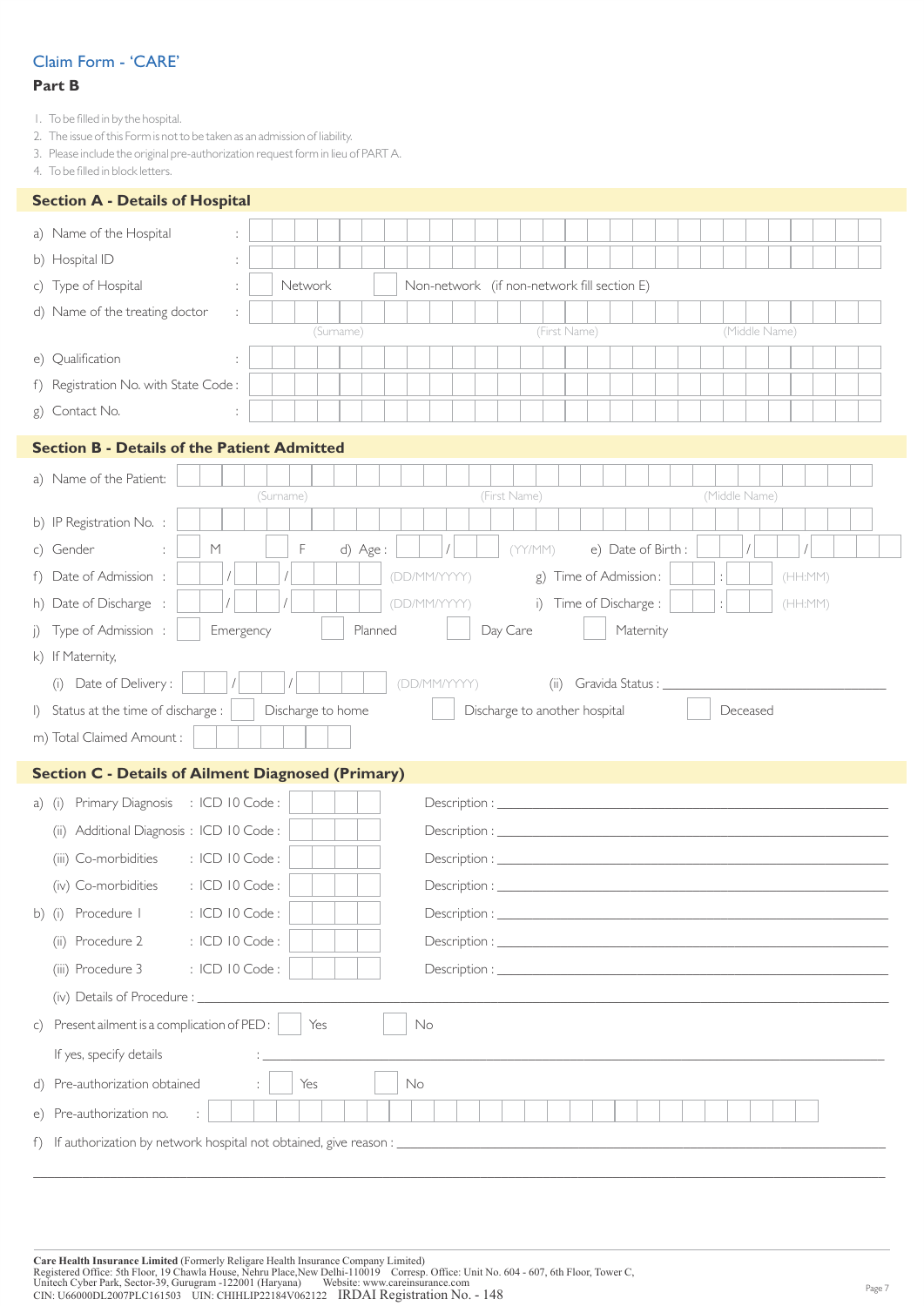## Claim Form - 'CARE'

### Part B

1. To be filled in by the hospital.
2. The issue of this Form is not to be taken as an admission of liability.
3. Please include the original pre-authorization request form in lieu of PART A.
4. To be filled in block letters.

### Section A - Details of Hospital

a) Name of the Hospital :

b) Hospital ID :

c) Type of Hospital : ☐ Network ☐ Non-network (if non-network fill section E)

d) Name of the treating doctor :

(Surname) (First Name) (Middle Name)

e) Qualification :

f) Registration No. with State Code :

g) Contact No. :

### Section B - Details of the Patient Admitted

a) Name of the Patient:

(Surname) (First Name) (Middle Name)

b) IP Registration No. :

c) Gender : ☐ M ☐ F d) Age : / (YY/MM) e) Date of Birth : / /

f) Date of Admission : / / (DD/MM/YYYY) g) Time of Admission : : (HH:MM)

h) Date of Discharge : / / (DD/MM/YYYY) i) Time of Discharge : : (HH:MM)

j) Type of Admission : ☐ Emergency ☐ Planned ☐ Day Care ☐ Maternity

k) If Maternity,

(i) Date of Delivery : / / (DD/MM/YYYY) (ii) Gravida Status : ____________________

l) Status at the time of discharge : ☐ Discharge to home ☐ Discharge to another hospital ☐ Deceased

m) Total Claimed Amount :

### Section C - Details of Ailment Diagnosed (Primary)

a) (i) Primary Diagnosis : ICD 10 Code : Description : ____________________

(ii) Additional Diagnosis : ICD 10 Code : Description : ____________________

(iii) Co-morbidities : ICD 10 Code : Description : ____________________

(iv) Co-morbidities : ICD 10 Code : Description : ____________________

b) (i) Procedure 1 : ICD 10 Code : Description : ____________________

(ii) Procedure 2 : ICD 10 Code : Description : ____________________

(iii) Procedure 3 : ICD 10 Code : Description : ____________________

(iv) Details of Procedure : ____________________

c) Present ailment is a complication of PED : ☐ Yes ☐ No

If yes, specify details : ____________________

d) Pre-authorization obtained : ☐ Yes ☐ No

e) Pre-authorization no. :

f) If authorization by network hospital not obtained, give reason : ____________________

____________________

**Care Health Insurance Limited** (Formerly Religare Health Insurance Company Limited)
Registered Office: 5th Floor, 19 Chawla House, Nehru Place,New Delhi-110019 Corresp. Office: Unit No. 604 - 607, 6th Floor, Tower C, Unitech Cyber Park, Sector-39, Gurugram -122001 (Haryana) Website: www.careinsurance.com
CIN: U66000DL2007PLC161503 UIN: CHIHLIP22184V062122 IRDAI Registration No. - 148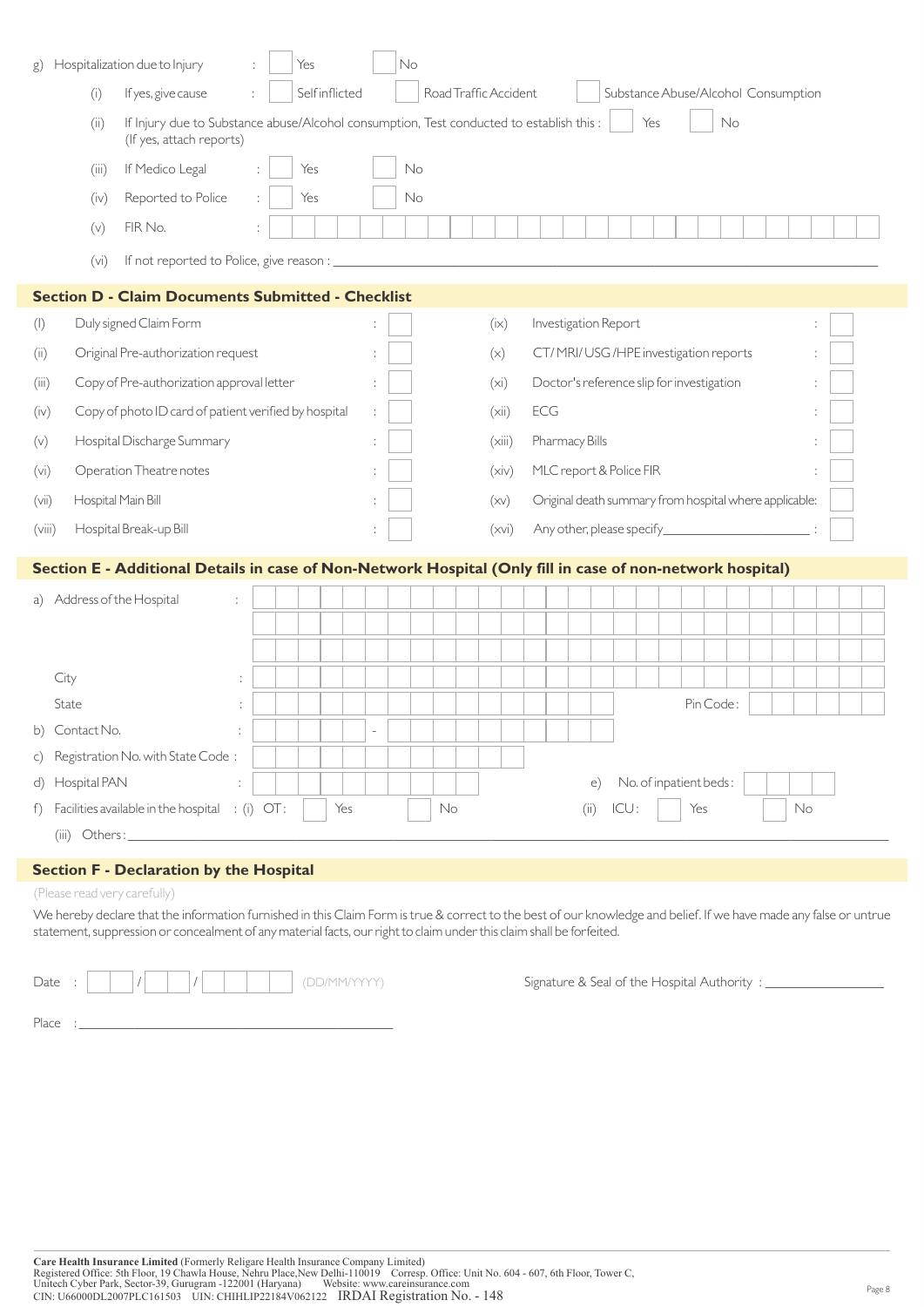g) Hospitalization due to Injury : ☐ Yes ☐ No

- (i) If yes, give cause : ☐ Self inflicted ☐ Road Traffic Accident ☐ Substance Abuse/Alcohol Consumption
- (ii) If Injury due to Substance abuse/Alcohol consumption, Test conducted to establish this : ☐ Yes ☐ No
  (If yes, attach reports)
- (iii) If Medico Legal : ☐ Yes ☐ No
- (iv) Reported to Police : ☐ Yes ☐ No
- (v) FIR No. :
- (vi) If not reported to Police, give reason : ______________________

## Section D - Claim Documents Submitted - Checklist

| | | | | | |
|---|---|---|---|---|---|
| (I) | Duly signed Claim Form | ☐ | (ix) | Investigation Report | ☐ |
| (ii) | Original Pre-authorization request | ☐ | (x) | CT/ MRI/ USG /HPE investigation reports | ☐ |
| (iii) | Copy of Pre-authorization approval letter | ☐ | (xi) | Doctor's reference slip for investigation | ☐ |
| (iv) | Copy of photo ID card of patient verified by hospital | ☐ | (xii) | ECG | ☐ |
| (v) | Hospital Discharge Summary | ☐ | (xiii) | Pharmacy Bills | ☐ |
| (vi) | Operation Theatre notes | ☐ | (xiv) | MLC report & Police FIR | ☐ |
| (vii) | Hospital Main Bill | ☐ | (xv) | Original death summary from hospital where applicable: | ☐ |
| (viii) | Hospital Break-up Bill | ☐ | (xvi) | Any other, please specify______________ | ☐ |

## Section E - Additional Details in case of Non-Network Hospital (Only fill in case of non-network hospital)

a) Address of the Hospital :

City :

State : Pin Code :

b) Contact No. : -

c) Registration No. with State Code :

d) Hospital PAN : e) No. of inpatient beds :

f) Facilities available in the hospital : (i) OT: ☐ Yes ☐ No (ii) ICU: ☐ Yes ☐ No

(iii) Others: ______________________

## Section F - Declaration by the Hospital

(Please read very carefully)

We hereby declare that the information furnished in this Claim Form is true & correct to the best of our knowledge and belief. If we have made any false or untrue statement, suppression or concealment of any material facts, our right to claim under this claim shall be forfeited.

Date : ☐☐ / ☐☐ / ☐☐☐☐ (DD/MM/YYYY) Signature & Seal of the Hospital Authority : ______________

Place : ______________________

**Care Health Insurance Limited** (Formerly Religare Health Insurance Company Limited)
Registered Office: 5th Floor, 19 Chawla House, Nehru Place,New Delhi-110019 Corresp. Office: Unit No. 604 - 607, 6th Floor, Tower C, Unitech Cyber Park, Sector-39, Gurugram -122001 (Haryana) Website: www.careinsurance.com
CIN: U66000DL2007PLC161503 UIN: CHIHLIP22184V062122 IRDAI Registration No. - 148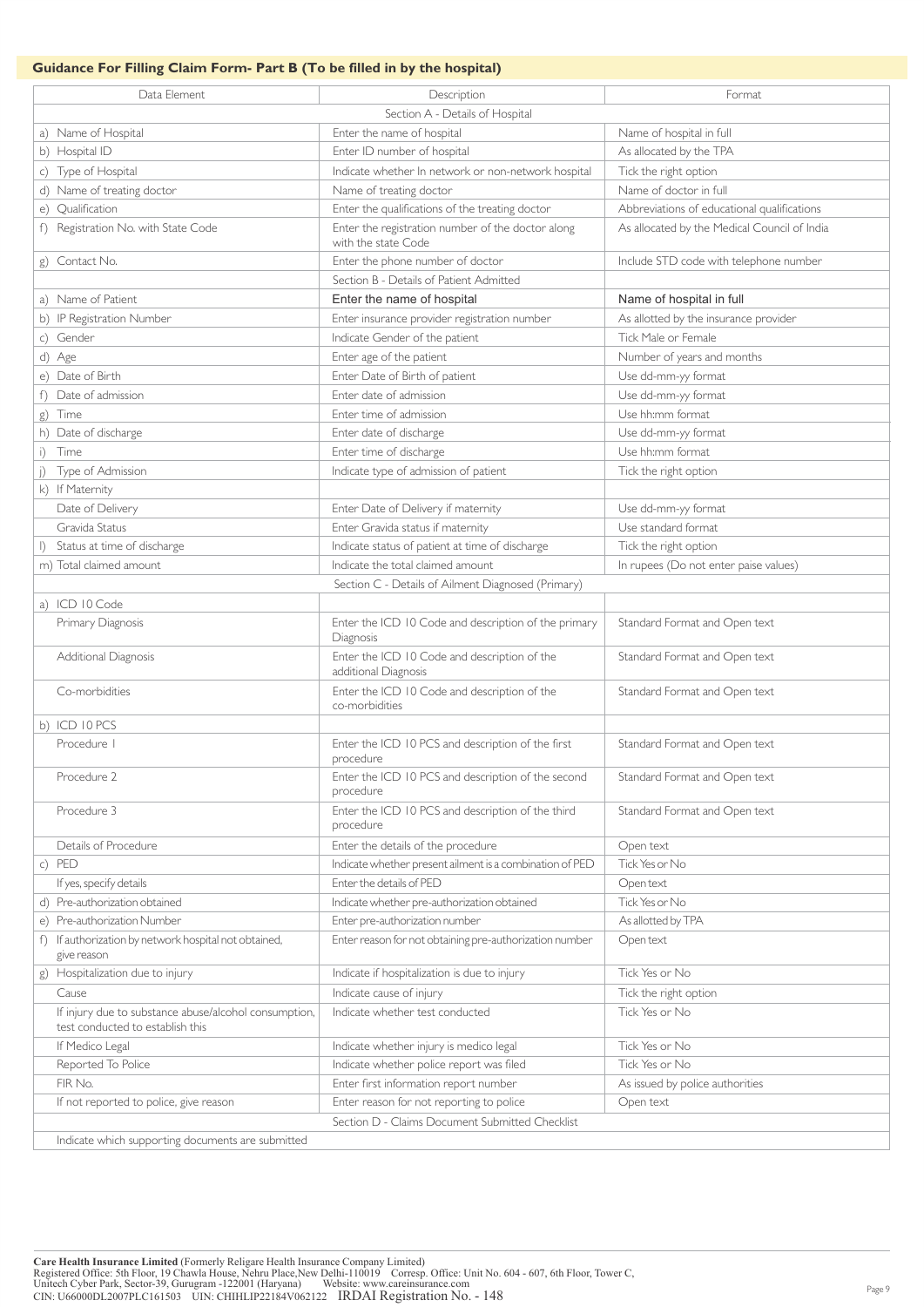## Guidance For Filling Claim Form- Part B (To be filled in by the hospital)

| Data Element | Description | Format |
|---|---|---|
| | Section A - Details of Hospital | |
| a) Name of Hospital | Enter the name of hospital | Name of hospital in full |
| b) Hospital ID | Enter ID number of hospital | As allocated by the TPA |
| c) Type of Hospital | Indicate whether In network or non-network hospital | Tick the right option |
| d) Name of treating doctor | Name of treating doctor | Name of doctor in full |
| e) Qualification | Enter the qualifications of the treating doctor | Abbreviations of educational qualifications |
| f) Registration No. with State Code | Enter the registration number of the doctor along with the state Code | As allocated by the Medical Council of India |
| g) Contact No. | Enter the phone number of doctor | Include STD code with telephone number |
| | Section B - Details of Patient Admitted | |
| a) Name of Patient | Enter the name of hospital | Name of hospital in full |
| b) IP Registration Number | Enter insurance provider registration number | As allotted by the insurance provider |
| c) Gender | Indicate Gender of the patient | Tick Male or Female |
| d) Age | Enter age of the patient | Number of years and months |
| e) Date of Birth | Enter Date of Birth of patient | Use dd-mm-yy format |
| f) Date of admission | Enter date of admission | Use dd-mm-yy format |
| g) Time | Enter time of admission | Use hh:mm format |
| h) Date of discharge | Enter date of discharge | Use dd-mm-yy format |
| i) Time | Enter time of discharge | Use hh:mm format |
| j) Type of Admission | Indicate type of admission of patient | Tick the right option |
| k) If Maternity | | |
| Date of Delivery | Enter Date of Delivery if maternity | Use dd-mm-yy format |
| Gravida Status | Enter Gravida status if maternity | Use standard format |
| l) Status at time of discharge | Indicate status of patient at time of discharge | Tick the right option |
| m) Total claimed amount | Indicate the total claimed amount | In rupees (Do not enter paise values) |
| | Section C - Details of Ailment Diagnosed (Primary) | |
| a) ICD 10 Code | | |
| Primary Diagnosis | Enter the ICD 10 Code and description of the primary Diagnosis | Standard Format and Open text |
| Additional Diagnosis | Enter the ICD 10 Code and description of the additional Diagnosis | Standard Format and Open text |
| Co-morbidities | Enter the ICD 10 Code and description of the co-morbidities | Standard Format and Open text |
| b) ICD 10 PCS | | |
| Procedure 1 | Enter the ICD 10 PCS and description of the first procedure | Standard Format and Open text |
| Procedure 2 | Enter the ICD 10 PCS and description of the second procedure | Standard Format and Open text |
| Procedure 3 | Enter the ICD 10 PCS and description of the third procedure | Standard Format and Open text |
| Details of Procedure | Enter the details of the procedure | Open text |
| c) PED | Indicate whether present ailment is a combination of PED | Tick Yes or No |
| If yes, specify details | Enter the details of PED | Open text |
| d) Pre-authorization obtained | Indicate whether pre-authorization obtained | Tick Yes or No |
| e) Pre-authorization Number | Enter pre-authorization number | As allotted by TPA |
| f) If authorization by network hospital not obtained, give reason | Enter reason for not obtaining pre-authorization number | Open text |
| g) Hospitalization due to injury | Indicate if hospitalization is due to injury | Tick Yes or No |
| Cause | Indicate cause of injury | Tick the right option |
| If injury due to substance abuse/alcohol consumption, test conducted to establish this | Indicate whether test conducted | Tick Yes or No |
| If Medico Legal | Indicate whether injury is medico legal | Tick Yes or No |
| Reported To Police | Indicate whether police report was filed | Tick Yes or No |
| FIR No. | Enter first information report number | As issued by police authorities |
| If not reported to police, give reason | Enter reason for not reporting to police | Open text |
| | Section D - Claims Document Submitted Checklist | |
| Indicate which supporting documents are submitted | | |

**Care Health Insurance Limited** (Formerly Religare Health Insurance Company Limited)
Registered Office: 5th Floor, 19 Chawla House, Nehru Place,New Delhi-110019 Corresp. Office: Unit No. 604 - 607, 6th Floor, Tower C, Unitech Cyber Park, Sector-39, Gurugram -122001 (Haryana) Website: www.careinsurance.com
CIN: U66000DL2007PLC161503 UIN: CHIHLIP22184V062122 IRDAI Registration No. - 148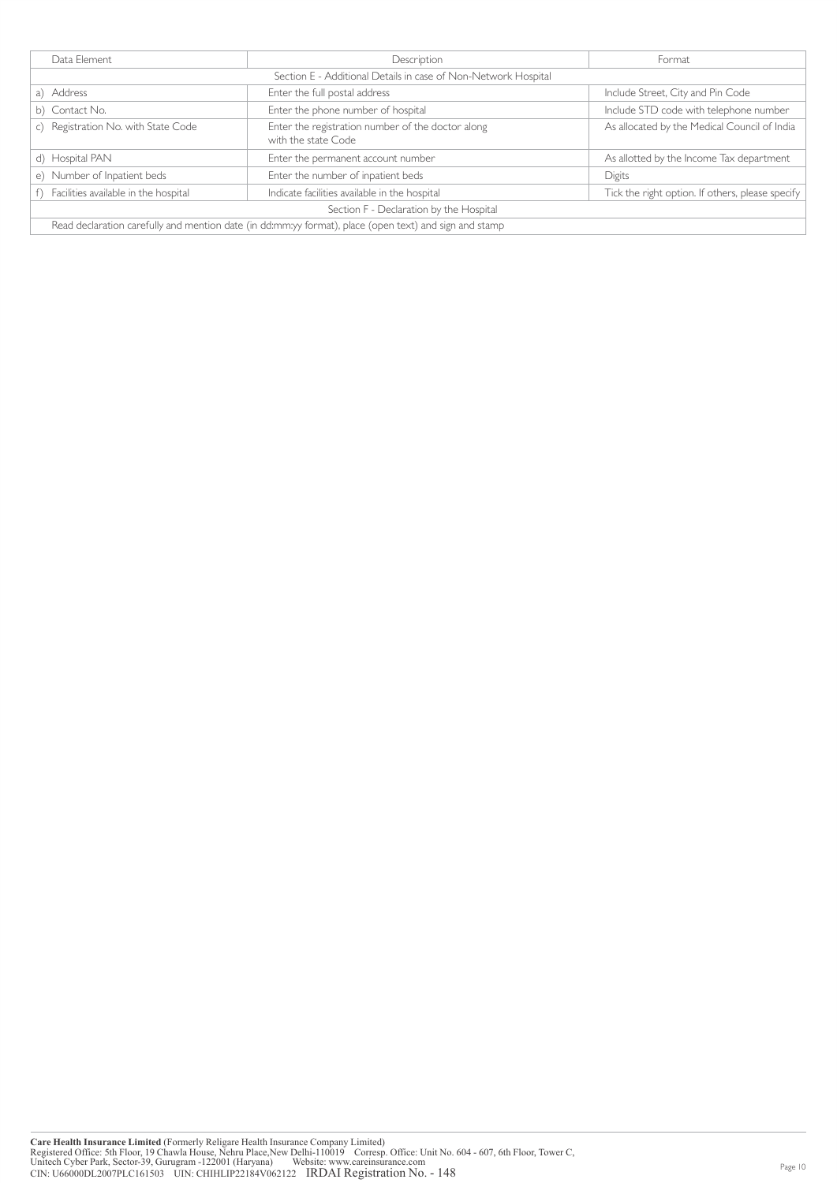| Data Element | Description | Format |
|---|---|---|
| Section E - Additional Details in case of Non-Network Hospital | | |
| a) Address | Enter the full postal address | Include Street, City and Pin Code |
| b) Contact No. | Enter the phone number of hospital | Include STD code with telephone number |
| c) Registration No. with State Code | Enter the registration number of the doctor along with the state Code | As allocated by the Medical Council of India |
| d) Hospital PAN | Enter the permanent account number | As allotted by the Income Tax department |
| e) Number of Inpatient beds | Enter the number of inpatient beds | Digits |
| f) Facilities available in the hospital | Indicate facilities available in the hospital | Tick the right option. If others, please specify |
| Section F - Declaration by the Hospital | | |
| Read declaration carefully and mention date (in dd:mm:yy format), place (open text) and sign and stamp | | |

**Care Health Insurance Limited** (Formerly Religare Health Insurance Company Limited)
Registered Office: 5th Floor, 19 Chawla House, Nehru Place,New Delhi-110019 Corresp. Office: Unit No. 604 - 607, 6th Floor, Tower C, Unitech Cyber Park, Sector-39, Gurugram -122001 (Haryana) Website: www.careinsurance.com
CIN: U66000DL2007PLC161503 UIN: CHIHLIP22184V062122 IRDAI Registration No. - 148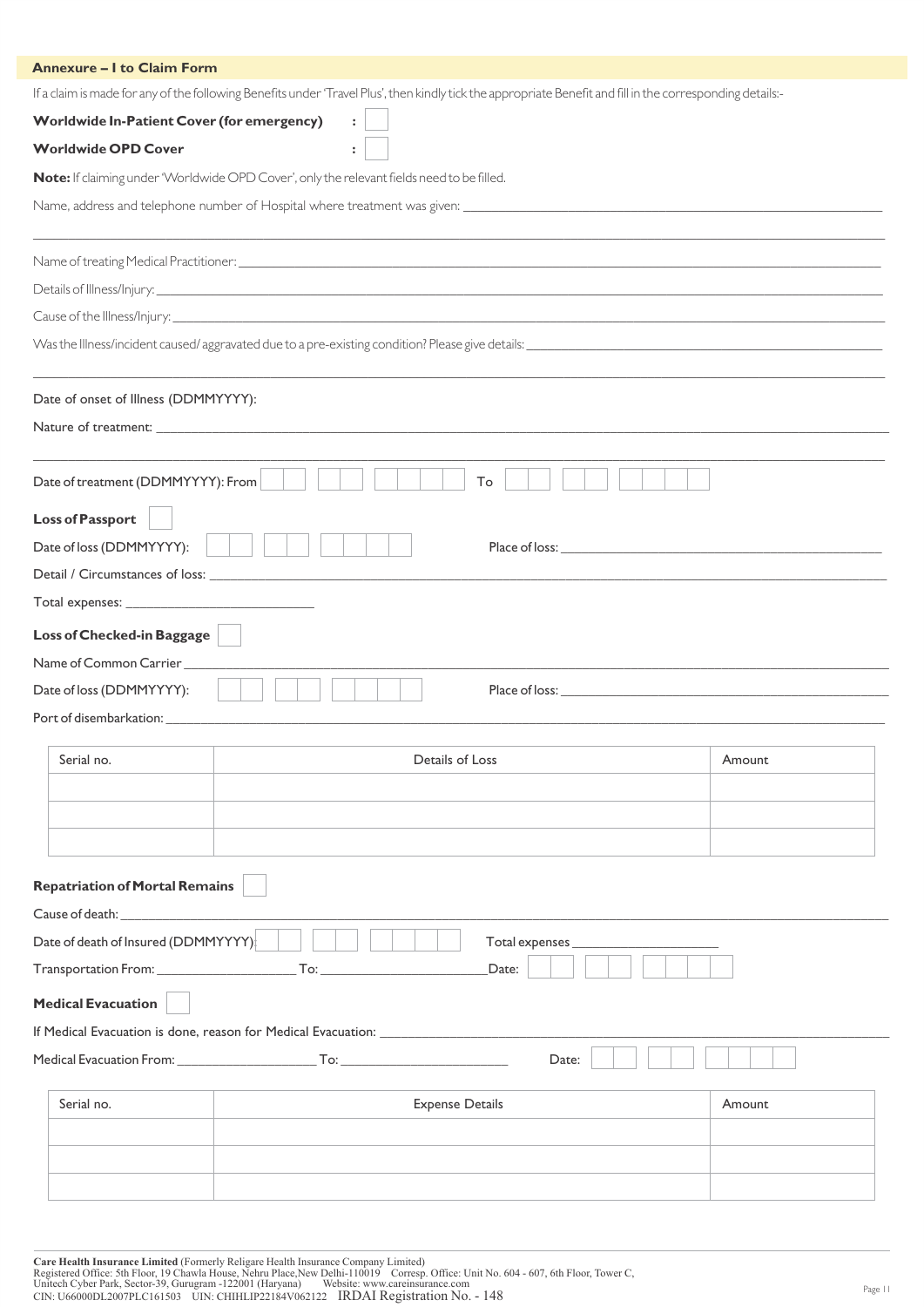## Annexure – I to Claim Form

If a claim is made for any of the following Benefits under 'Travel Plus', then kindly tick the appropriate Benefit and fill in the corresponding details:-

**Worldwide In-Patient Cover (for emergency)** : ☐

**Worldwide OPD Cover** : ☐

**Note:** If claiming under 'Worldwide OPD Cover', only the relevant fields need to be filled.

Name, address and telephone number of Hospital where treatment was given: ____________________

____________________

Name of treating Medical Practitioner: ____________________

Details of Illness/Injury: ____________________

Cause of the Illness/Injury: ____________________

Was the Illness/incident caused/ aggravated due to a pre-existing condition? Please give details: ____________________

____________________

Date of onset of Illness (DDMMYYYY):

Nature of treatment: ____________________

____________________

Date of treatment (DDMMYYYY): From ☐☐ ☐☐ ☐☐☐☐ To ☐☐ ☐☐ ☐☐☐☐

**Loss of Passport** ☐

Date of loss (DDMMYYYY): ☐☐ ☐☐ ☐☐☐☐ Place of loss: ____________________

Detail / Circumstances of loss: ____________________

Total expenses: ____________________

**Loss of Checked-in Baggage** ☐

Name of Common Carrier ____________________

Date of loss (DDMMYYYY): ☐☐ ☐☐ ☐☐☐☐ Place of loss: ____________________

Port of disembarkation: ____________________

| Serial no. | Details of Loss | Amount |
|---|---|---|
| | | |
| | | |
| | | |

**Repatriation of Mortal Remains** ☐

Cause of death: ____________________

Date of death of Insured (DDMMYYYY) ☐☐ ☐☐ ☐☐☐☐ Total expenses ____________________

Transportation From: ____________________ To: ____________________ Date: ☐☐ ☐☐ ☐☐☐☐

**Medical Evacuation** ☐

If Medical Evacuation is done, reason for Medical Evacuation: ____________________

Medical Evacuation From: ____________________ To: ____________________ Date: ☐☐ ☐☐ ☐☐☐☐

| Serial no. | Expense Details | Amount |
|---|---|---|
| | | |
| | | |
| | | |

**Care Health Insurance Limited** (Formerly Religare Health Insurance Company Limited)
Registered Office: 5th Floor, 19 Chawla House, Nehru Place,New Delhi-110019 Corresp. Office: Unit No. 604 - 607, 6th Floor, Tower C, Unitech Cyber Park, Sector-39, Gurugram -122001 (Haryana) Website: www.careinsurance.com
CIN: U66000DL2007PLC161503 UIN: CHIHLIP22184V062122 IRDAI Registration No. - 148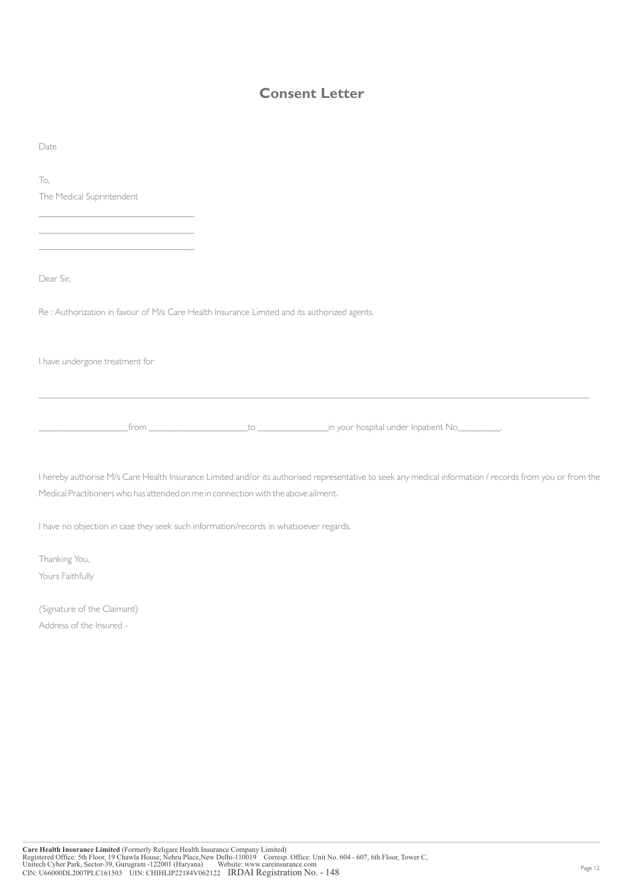# Consent Letter

Date

To,

The Medical Suprintendent

\_\_\_\_\_\_\_\_\_\_\_\_\_\_\_\_\_\_\_\_\_\_\_\_\_\_\_\_\_\_\_\_\_\_

\_\_\_\_\_\_\_\_\_\_\_\_\_\_\_\_\_\_\_\_\_\_\_\_\_\_\_\_\_\_\_\_\_\_

\_\_\_\_\_\_\_\_\_\_\_\_\_\_\_\_\_\_\_\_\_\_\_\_\_\_\_\_\_\_\_\_\_\_

Dear Sir,

Re : Authorization in favour of M/s Care Health Insurance Limited and its authorized agents.

I have undergone treatment for

\_\_\_\_\_\_\_\_\_\_\_\_\_\_\_\_\_\_\_\_\_\_\_\_\_\_\_\_\_\_\_\_\_\_\_\_\_\_\_\_\_\_\_\_\_\_\_\_\_\_\_\_\_\_\_\_\_\_\_\_\_\_\_\_\_\_\_\_\_\_\_\_\_\_\_\_\_\_\_\_\_\_\_\_\_\_\_\_\_\_\_\_\_\_\_\_\_\_\_\_\_\_\_\_\_\_\_\_\_\_\_\_

\_\_\_\_\_\_\_\_\_\_\_\_\_\_\_\_\_\_\_\_from \_\_\_\_\_\_\_\_\_\_\_\_\_\_\_\_\_\_\_\_\_\_to \_\_\_\_\_\_\_\_\_\_\_\_\_\_\_\_in your hospital under Inpatient No\_\_\_\_\_\_\_\_\_.

I hereby authorise M/s Care Health Insurance Limited and/or its authorised representative to seek any medical information / records from you or from the Medical Practitioners who has attended on me in connection with the above ailment.

I have no objection in case they seek such information/records in whatsoever regards.

Thanking You,

Yours Faithfully

(Signature of the Claimant)

Address of the Insured -

**Care Health Insurance Limited** (Formerly Religare Health Insurance Company Limited)
Registered Office: 5th Floor, 19 Chawla House, Nehru Place,New Delhi-110019 Corresp. Office: Unit No. 604 - 607, 6th Floor, Tower C, Unitech Cyber Park, Sector-39, Gurugram -122001 (Haryana) Website: www.careinsurance.com
CIN: U66000DL2007PLC161503 UIN: CHIHLIP22184V062122 IRDAI Registration No. - 148